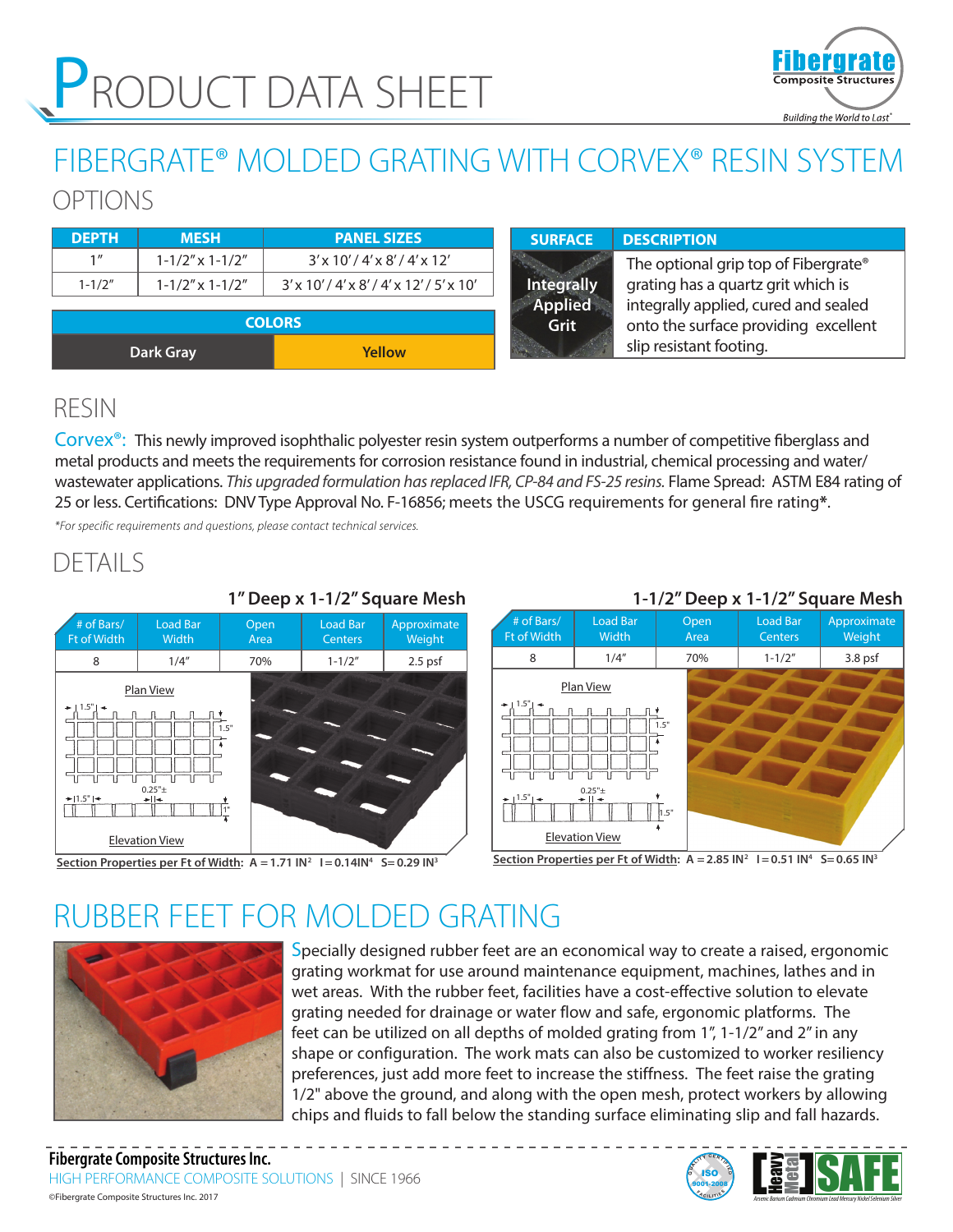# PRODUCT DATA SHEET

Fibergrate Composite Structures — Building the World to Last®

# FIBERGRATE® MOLDED GRATING WITH CORVEX® RESIN SYSTEM

## OPTIONS

| DEPTH | MESH | PANEL SIZES |
|---|---|---|
| 1″ | 1-1/2″ x 1-1/2″ | 3′ x 10′ / 4′ x 8′ / 4′ x 12′ |
| 1-1/2″ | 1-1/2″ x 1-1/2″ | 3′ x 10′ / 4′ x 8′ / 4′ x 12′ / 5′ x 10′ |

| COLORS | |
|---|---|
| Dark Gray | Yellow |

| SURFACE | DESCRIPTION |
|---|---|
| Integrally Applied Grit | The optional grip top of Fibergrate® grating has a quartz grit which is integrally applied, cured and sealed onto the surface providing excellent slip resistant footing. |

## RESIN

**Corvex®:** This newly improved isophthalic polyester resin system outperforms a number of competitive fiberglass and metal products and meets the requirements for corrosion resistance found in industrial, chemical processing and water/ wastewater applications. *This upgraded formulation has replaced IFR, CP-84 and FS-25 resins.* Flame Spread: ASTM E84 rating of 25 or less. Certifications: DNV Type Approval No. F-16856; meets the USCG requirements for general fire rating*.

*\*For specific requirements and questions, please contact technical services.*

## DETAILS

### 1" Deep x 1-1/2" Square Mesh

| # of Bars/ Ft of Width | Load Bar Width | Open Area | Load Bar Centers | Approximate Weight |
|---|---|---|---|---|
| 8 | 1/4″ | 70% | 1-1/2″ | 2.5 psf |

Plan View — Elevation View

**Section Properties per Ft of Width:** A = 1.71 IN² I = 0.14IN⁴ S = 0.29 IN³

### 1-1/2" Deep x 1-1/2" Square Mesh

| # of Bars/ Ft of Width | Load Bar Width | Open Area | Load Bar Centers | Approximate Weight |
|---|---|---|---|---|
| 8 | 1/4″ | 70% | 1-1/2″ | 3.8 psf |

Plan View — Elevation View

**Section Properties per Ft of Width:** A = 2.85 IN² I = 0.51 IN⁴ S = 0.65 IN³

# RUBBER FEET FOR MOLDED GRATING

Specially designed rubber feet are an economical way to create a raised, ergonomic grating workmat for use around maintenance equipment, machines, lathes and in wet areas. With the rubber feet, facilities have a cost-effective solution to elevate grating needed for drainage or water flow and safe, ergonomic platforms. The feet can be utilized on all depths of molded grating from 1", 1-1/2" and 2" in any shape or configuration. The work mats can also be customized to worker resiliency preferences, just add more feet to increase the stiffness. The feet raise the grating 1/2" above the ground, and along with the open mesh, protect workers by allowing chips and fluids to fall below the standing surface eliminating slip and fall hazards.

**Fibergrate Composite Structures Inc.**
HIGH PERFORMANCE COMPOSITE SOLUTIONS | SINCE 1966
©Fibergrate Composite Structures Inc. 2017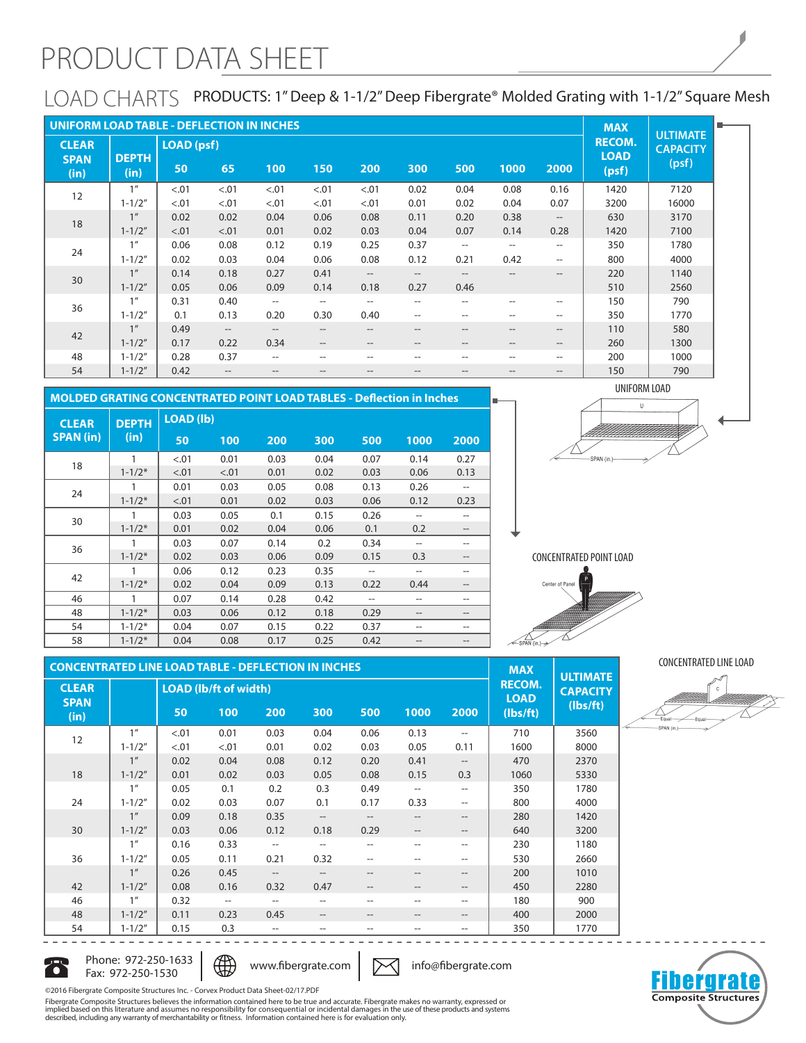# PRODUCT DATA SHEET

## LOAD CHARTS

**PRODUCTS: 1" Deep & 1-1/2" Deep Fibergrate® Molded Grating with 1-1/2" Square Mesh**

### UNIFORM LOAD TABLE - DEFLECTION IN INCHES

| CLEAR SPAN (in) | DEPTH (in) | LOAD (psf) 50 | 65 | 100 | 150 | 200 | 300 | 500 | 1000 | 2000 | MAX RECOM. LOAD (psf) | ULTIMATE CAPACITY (psf) |
|---|---|---|---|---|---|---|---|---|---|---|---|---|
| 12 | 1" | <.01 | <.01 | <.01 | <.01 | <.01 | 0.02 | 0.04 | 0.08 | 0.16 | 1420 | 7120 |
| | 1-1/2" | <.01 | <.01 | <.01 | <.01 | <.01 | 0.01 | 0.02 | 0.04 | 0.07 | 3200 | 16000 |
| 18 | 1" | 0.02 | 0.02 | 0.04 | 0.06 | 0.08 | 0.11 | 0.20 | 0.38 | -- | 630 | 3170 |
| | 1-1/2" | <.01 | <.01 | 0.01 | 0.02 | 0.03 | 0.04 | 0.07 | 0.14 | 0.28 | 1420 | 7100 |
| 24 | 1" | 0.06 | 0.08 | 0.12 | 0.19 | 0.25 | 0.37 | -- | -- | -- | 350 | 1780 |
| | 1-1/2" | 0.02 | 0.03 | 0.04 | 0.06 | 0.08 | 0.12 | 0.21 | 0.42 | -- | 800 | 4000 |
| 30 | 1" | 0.14 | 0.18 | 0.27 | 0.41 | -- | -- | -- | -- | -- | 220 | 1140 |
| | 1-1/2" | 0.05 | 0.06 | 0.09 | 0.14 | 0.18 | 0.27 | 0.46 | | | 510 | 2560 |
| 36 | 1" | 0.31 | 0.40 | -- | -- | -- | -- | -- | -- | -- | 150 | 790 |
| | 1-1/2" | 0.1 | 0.13 | 0.20 | 0.30 | 0.40 | -- | -- | -- | -- | 350 | 1770 |
| 42 | 1" | 0.49 | -- | -- | -- | -- | -- | -- | -- | -- | 110 | 580 |
| | 1-1/2" | 0.17 | 0.22 | 0.34 | -- | -- | -- | -- | -- | -- | 260 | 1300 |
| 48 | 1-1/2" | 0.28 | 0.37 | -- | -- | -- | -- | -- | -- | -- | 200 | 1000 |
| 54 | 1-1/2" | 0.42 | -- | -- | -- | -- | -- | -- | -- | -- | 150 | 790 |

UNIFORM LOAD

U

SPAN (in.)

### MOLDED GRATING CONCENTRATED POINT LOAD TABLES - Deflection in Inches

| CLEAR SPAN (in) | DEPTH (in) | LOAD (lb) 50 | 100 | 200 | 300 | 500 | 1000 | 2000 |
|---|---|---|---|---|---|---|---|---|
| 18 | 1 | <.01 | 0.01 | 0.03 | 0.04 | 0.07 | 0.14 | 0.27 |
| | 1-1/2* | <.01 | <.01 | 0.01 | 0.02 | 0.03 | 0.06 | 0.13 |
| 24 | 1 | 0.01 | 0.03 | 0.05 | 0.08 | 0.13 | 0.26 | -- |
| | 1-1/2* | <.01 | 0.01 | 0.02 | 0.03 | 0.06 | 0.12 | 0.23 |
| 30 | 1 | 0.03 | 0.05 | 0.1 | 0.15 | 0.26 | -- | -- |
| | 1-1/2* | 0.01 | 0.02 | 0.04 | 0.06 | 0.1 | 0.2 | -- |
| 36 | 1 | 0.03 | 0.07 | 0.14 | 0.2 | 0.34 | -- | -- |
| | 1-1/2* | 0.02 | 0.03 | 0.06 | 0.09 | 0.15 | 0.3 | -- |
| 42 | 1 | 0.06 | 0.12 | 0.23 | 0.35 | -- | -- | -- |
| | 1-1/2* | 0.02 | 0.04 | 0.09 | 0.13 | 0.22 | 0.44 | -- |
| 46 | 1 | 0.07 | 0.14 | 0.28 | 0.42 | -- | -- | -- |
| 48 | 1-1/2* | 0.03 | 0.06 | 0.12 | 0.18 | 0.29 | -- | -- |
| 54 | 1-1/2* | 0.04 | 0.07 | 0.15 | 0.22 | 0.37 | -- | -- |
| 58 | 1-1/2* | 0.04 | 0.08 | 0.17 | 0.25 | 0.42 | -- | -- |

CONCENTRATED POINT LOAD

Center of Panel

P

SPAN (in.)

### CONCENTRATED LINE LOAD TABLE - DEFLECTION IN INCHES

| CLEAR SPAN (in) | | LOAD (lb/ft of width) 50 | 100 | 200 | 300 | 500 | 1000 | 2000 | MAX RECOM. LOAD (lbs/ft) | ULTIMATE CAPACITY (lbs/ft) |
|---|---|---|---|---|---|---|---|---|---|---|
| 12 | 1" | <.01 | 0.01 | 0.03 | 0.04 | 0.06 | 0.13 | -- | 710 | 3560 |
| | 1-1/2" | <.01 | <.01 | 0.01 | 0.02 | 0.03 | 0.05 | 0.11 | 1600 | 8000 |
| 18 | 1" | 0.02 | 0.04 | 0.08 | 0.12 | 0.20 | 0.41 | -- | 470 | 2370 |
| | 1-1/2" | 0.01 | 0.02 | 0.03 | 0.05 | 0.08 | 0.15 | 0.3 | 1060 | 5330 |
| 24 | 1" | 0.05 | 0.1 | 0.2 | 0.3 | 0.49 | -- | -- | 350 | 1780 |
| | 1-1/2" | 0.02 | 0.03 | 0.07 | 0.1 | 0.17 | 0.33 | -- | 800 | 4000 |
| 30 | 1" | 0.09 | 0.18 | 0.35 | -- | -- | -- | -- | 280 | 1420 |
| | 1-1/2" | 0.03 | 0.06 | 0.12 | 0.18 | 0.29 | -- | -- | 640 | 3200 |
| 36 | 1" | 0.16 | 0.33 | -- | -- | -- | -- | -- | 230 | 1180 |
| | 1-1/2" | 0.05 | 0.11 | 0.21 | 0.32 | -- | -- | -- | 530 | 2660 |
| 42 | 1" | 0.26 | 0.45 | -- | -- | -- | -- | -- | 200 | 1010 |
| | 1-1/2" | 0.08 | 0.16 | 0.32 | 0.47 | -- | -- | -- | 450 | 2280 |
| 46 | 1" | 0.32 | -- | -- | -- | -- | -- | -- | 180 | 900 |
| 48 | 1-1/2" | 0.11 | 0.23 | 0.45 | -- | -- | -- | -- | 400 | 2000 |
| 54 | 1-1/2" | 0.15 | 0.3 | -- | -- | -- | -- | -- | 350 | 1770 |

CONCENTRATED LINE LOAD

C

Equal Equal

SPAN (in.)

Phone: 972-250-1633
Fax: 972-250-1530

www.fibergrate.com

info@fibergrate.com

©2016 Fibergrate Composite Structures Inc. - Corvex Product Data Sheet-02/17.PDF

Fibergrate Composite Structures believes the information contained here to be true and accurate. Fibergrate makes no warranty, expressed or implied based on this literature and assumes no responsibility for consequential or incidental damages in the use of these products and systems described, including any warranty of merchantability or fitness. Information contained here is for evaluation only.

Fibergrate Composite Structures